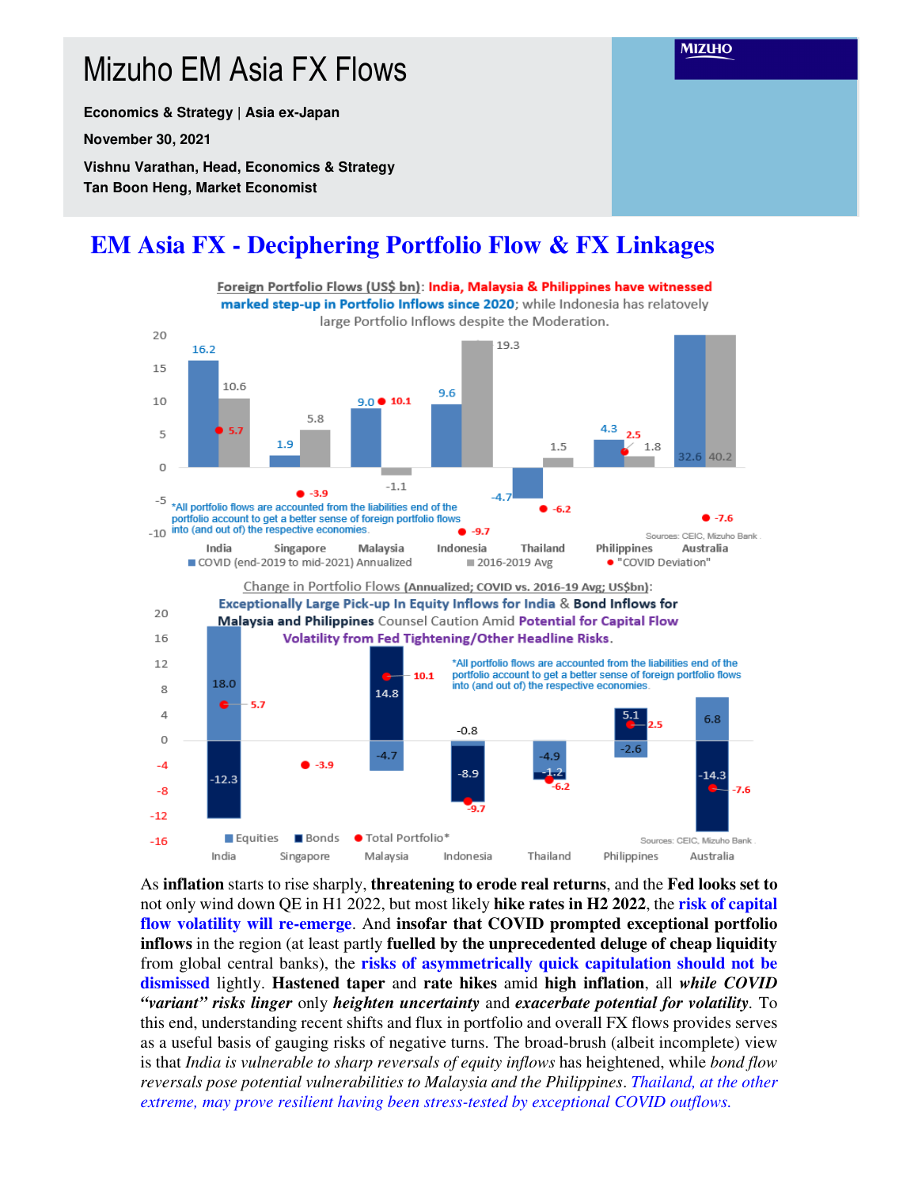# Mizuho EM Asia FX Flows

**Economics & Strategy | Asia ex-Japan**

**November 30, 2021**

**Vishnu Varathan, Head, Economics & Strategy**
**Tan Boon Heng, Market Economist**

MIZUHO

## EM Asia FX - Deciphering Portfolio Flow & FX Linkages

Foreign Portfolio Flows (US$ bn): India, Malaysia & Philippines have witnessed marked step-up in Portfolio Inflows since 2020; while Indonesia has relatovely large Portfolio Inflows despite the Moderation.

20
15
10
5
0
-5
-10

16.2
10.6
5.7
1.9
5.8
-3.9
9.0
10.1
-1.1
9.6
19.3
-9.7
-4.7
1.5
-6.2
4.3
2.5
1.8
32.6
40.2
-7.6

*All portfolio flows are accounted from the liabilities end of the portfolio account to get a better sense of foreign portfolio flows into (and out of) the respective economies.

Sources: CEIC, Mizuho Bank

India
Singapore
Malaysia
Indonesia
Thailand
Philippines
Australia

COVID (end-2019 to mid-2021) Annualized
2016-2019 Avg
"COVID Deviation"

Change in Portfolio Flows (Annualized; COVID vs. 2016-19 Avg; US$bn): Exceptionally Large Pick-up In Equity Inflows for India & Bond Inflows for Malaysia and Philippines Counsel Caution Amid Potential for Capital Flow Volatility from Fed Tightening/Other Headline Risks.

20
16
12
8
4
0
-4
-8
-12
-16

18.0
5.7
-12.3
-3.9
10.1
14.8
-4.7
-0.8
-8.9
-9.7
-4.9
-1.2
-6.2
5.1
2.5
-2.6
6.8
-14.3
-7.6

*All portfolio flows are accounted from the liabilities end of the portfolio account to get a better sense of foreign portfolio flows into (and out of) the respective economies.

Equities
Bonds
Total Portfolio*

Sources: CEIC, Mizuho Bank

India
Singapore
Malaysia
Indonesia
Thailand
Philippines
Australia

As **inflation** starts to rise sharply, **threatening to erode real returns**, and the **Fed looks set to** not only wind down QE in H1 2022, but most likely **hike rates in H2 2022**, the **risk of capital flow volatility will re-emerge**. And **insofar that COVID prompted exceptional portfolio inflows** in the region (at least partly **fuelled by the unprecedented deluge of cheap liquidity** from global central banks), the **risks of asymmetrically quick capitulation should not be dismissed** lightly. **Hastened taper** and **rate hikes** amid **high inflation**, all ***while COVID "variant" risks linger*** only ***heighten uncertainty*** and ***exacerbate potential for volatility***. To this end, understanding recent shifts and flux in portfolio and overall FX flows provides serves as a useful basis of gauging risks of negative turns. The broad-brush (albeit incomplete) view is that *India is vulnerable to sharp reversals of equity inflows* has heightened, while *bond flow reversals pose potential vulnerabilities to Malaysia and the Philippines*. *Thailand, at the other extreme, may prove resilient having been stress-tested by exceptional COVID outflows.*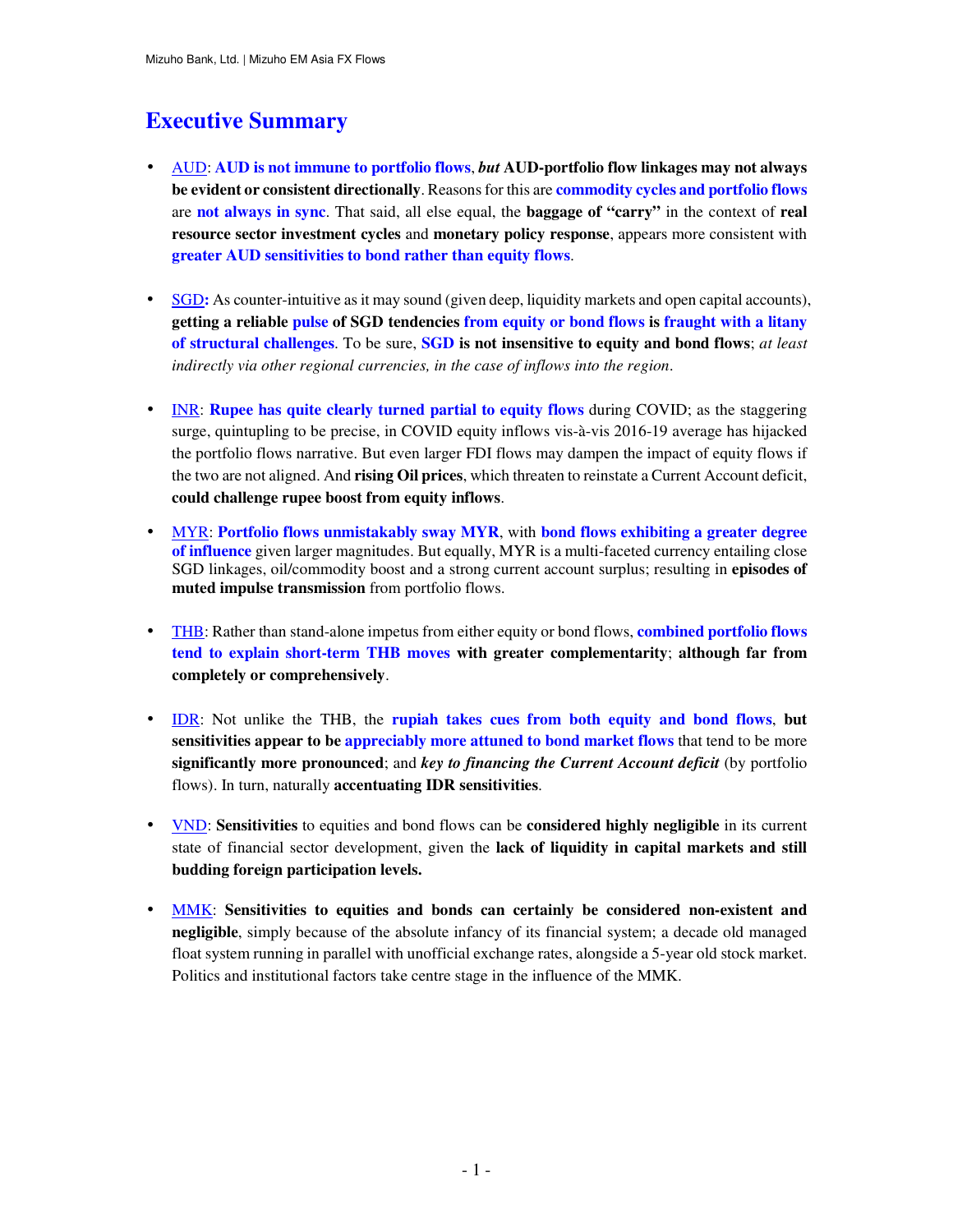# Executive Summary

- AUD: **AUD is not immune to portfolio flows**, ***but*** **AUD-portfolio flow linkages may not always be evident or consistent directionally**. Reasons for this are **commodity cycles and portfolio flows** are **not always in sync**. That said, all else equal, the **baggage of "carry"** in the context of **real resource sector investment cycles** and **monetary policy response**, appears more consistent with **greater AUD sensitivities to bond rather than equity flows**.

- SGD**:** As counter-intuitive as it may sound (given deep, liquidity markets and open capital accounts), **getting a reliable pulse of SGD tendencies from equity or bond flows is fraught with a litany of structural challenges**. To be sure, **SGD is not insensitive to equity and bond flows**; *at least indirectly via other regional currencies, in the case of inflows into the region*.

- INR: **Rupee has quite clearly turned partial to equity flows** during COVID; as the staggering surge, quintupling to be precise, in COVID equity inflows vis-à-vis 2016-19 average has hijacked the portfolio flows narrative. But even larger FDI flows may dampen the impact of equity flows if the two are not aligned. And **rising Oil prices**, which threaten to reinstate a Current Account deficit, **could challenge rupee boost from equity inflows**.

- MYR: **Portfolio flows unmistakably sway MYR**, with **bond flows exhibiting a greater degree of influence** given larger magnitudes. But equally, MYR is a multi-faceted currency entailing close SGD linkages, oil/commodity boost and a strong current account surplus; resulting in **episodes of muted impulse transmission** from portfolio flows.

- THB: Rather than stand-alone impetus from either equity or bond flows, **combined portfolio flows tend to explain short-term THB moves with greater complementarity**; **although far from completely or comprehensively**.

- IDR: Not unlike the THB, the **rupiah takes cues from both equity and bond flows**, **but sensitivities appear to be appreciably more attuned to bond market flows** that tend to be more **significantly more pronounced**; and ***key to financing the Current Account deficit*** (by portfolio flows). In turn, naturally **accentuating IDR sensitivities**.

- VND: **Sensitivities** to equities and bond flows can be **considered highly negligible** in its current state of financial sector development, given the **lack of liquidity in capital markets and still budding foreign participation levels.**

- MMK: **Sensitivities to equities and bonds can certainly be considered non-existent and negligible**, simply because of the absolute infancy of its financial system; a decade old managed float system running in parallel with unofficial exchange rates, alongside a 5-year old stock market. Politics and institutional factors take centre stage in the influence of the MMK.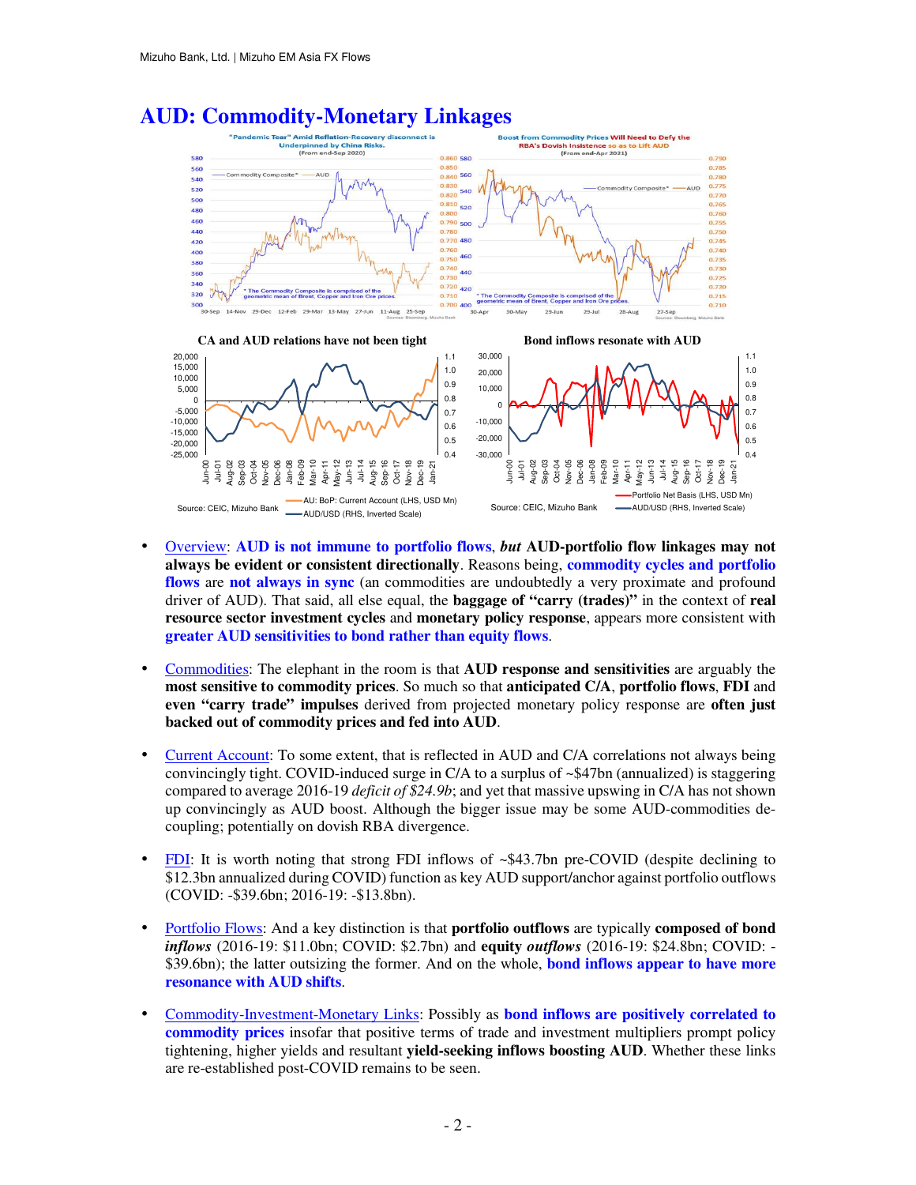# AUD: Commodity-Monetary Linkages

"Pandemic Tear" Amid Reflation-Recovery disconnect is Underpinned by China Risks.
(From end-Sep 2020)

Commodity Composite* — AUD

* The Commodity Composite is comprised of the geometric mean of Brent, Copper and Iron Ore prices.

Sources: Bloomberg, Mizuho Bank

Boost from Commodity Prices Will Need to Defy the RBA's Dovish Insistence so as to Lift AUD
(From end-Apr 2021)

Commodity Composite* — AUD

* The Commodity Composite is comprised of the geometric mean of Brent, Copper and Iron Ore prices.

Sources: Bloomberg, Mizuho Bank

**CA and AUD relations have not been tight**

AU: BoP: Current Account (LHS, USD Mn)
AUD/USD (RHS, Inverted Scale)

Source: CEIC, Mizuho Bank

**Bond inflows resonate with AUD**

Portfolio Net Basis (LHS, USD Mn)
AUD/USD (RHS, Inverted Scale)

Source: CEIC, Mizuho Bank

- Overview: **AUD is not immune to portfolio flows**, ***but*** **AUD-portfolio flow linkages may not always be evident or consistent directionally**. Reasons being, **commodity cycles and portfolio flows** are **not always in sync** (an commodities are undoubtedly a very proximate and profound driver of AUD). That said, all else equal, the **baggage of "carry (trades)"** in the context of **real resource sector investment cycles** and **monetary policy response**, appears more consistent with **greater AUD sensitivities to bond rather than equity flows**.

- Commodities: The elephant in the room is that **AUD response and sensitivities** are arguably the **most sensitive to commodity prices**. So much so that **anticipated C/A**, **portfolio flows**, **FDI** and **even "carry trade" impulses** derived from projected monetary policy response are **often just backed out of commodity prices and fed into AUD**.

- Current Account: To some extent, that is reflected in AUD and C/A correlations not always being convincingly tight. COVID-induced surge in C/A to a surplus of ~$47bn (annualized) is staggering compared to average 2016-19 *deficit of $24.9b*; and yet that massive upswing in C/A has not shown up convincingly as AUD boost. Although the bigger issue may be some AUD-commodities de-coupling; potentially on dovish RBA divergence.

- FDI: It is worth noting that strong FDI inflows of ~$43.7bn pre-COVID (despite declining to $12.3bn annualized during COVID) function as key AUD support/anchor against portfolio outflows (COVID: -$39.6bn; 2016-19: -$13.8bn).

- Portfolio Flows: And a key distinction is that **portfolio outflows** are typically **composed of bond *inflows*** (2016-19: $11.0bn; COVID: $2.7bn) and **equity *outflows*** (2016-19: $24.8bn; COVID: -$39.6bn); the latter outsizing the former. And on the whole, **bond inflows appear to have more resonance with AUD shifts**.

- Commodity-Investment-Monetary Links: Possibly as **bond inflows are positively correlated to commodity prices** insofar that positive terms of trade and investment multipliers prompt policy tightening, higher yields and resultant **yield-seeking inflows boosting AUD**. Whether these links are re-established post-COVID remains to be seen.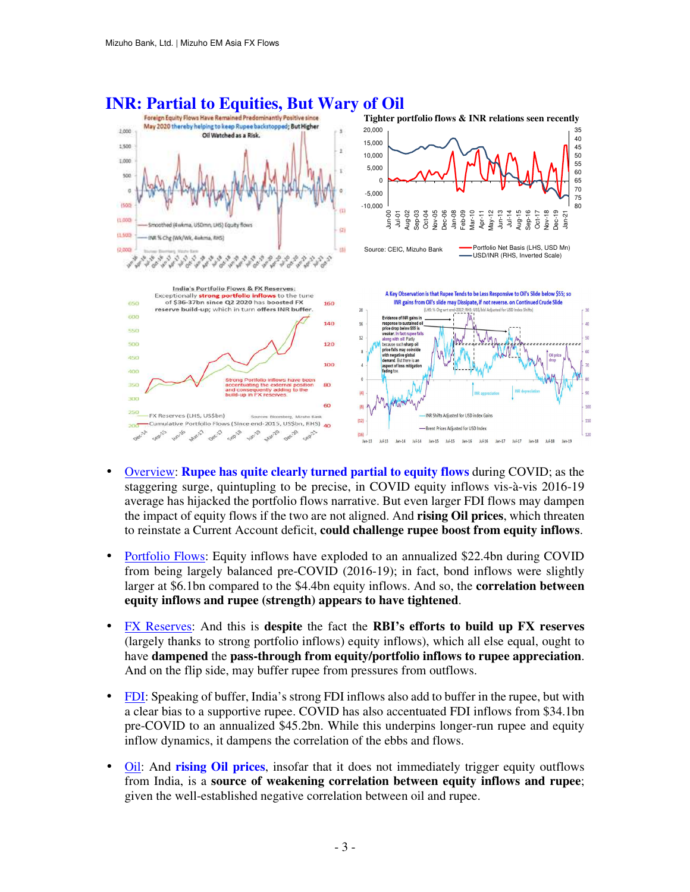# INR: Partial to Equities, But Wary of Oil

Foreign Equity Flows Have Remained Predominantly Positive since May 2020 thereby helping to keep Rupee backstopped; But Higher Oil Watched as a Risk.

2,000
1,500
1,000
500
0
(500)
(1,000)
(1,500)
(2,000)

3
2
1
0
(1)
(2)
(3)

Smoothed (4wkma, USDmn, LHS) Equity flows
INR % Chg (Wk/Wk, 4wkma, RHS)

Source: Bloomberg, Mizuho Bank

Jan-16, Apr-16, Jul-16, Oct-16, Jan-17, Apr-17, Jul-17, Oct-17, Jan-18, Apr-18, Jul-18, Oct-18, Jan-19, Apr-19, Jul-19, Oct-19, Jan-20, Apr-20, Jul-20, Oct-20, Jan-21, Apr-21, Jul-21, Oct-21

**Tighter portfolio flows & INR relations seen recently**

20,000
15,000
10,000
5,000
0
-5,000
-10,000

35
40
45
50
55
60
65
70
75
80

Jun-00, Jul-01, Aug-02, Sep-03, Oct-04, Nov-05, Dec-06, Jan-08, Feb-09, Mar-10, Apr-11, May-12, Jun-13, Jul-14, Aug-15, Sep-16, Oct-17, Nov-18, Dec-19, Jan-21

Source: CEIC, Mizuho Bank

Portfolio Net Basis (LHS, USD Mn)
USD/INR (RHS, Inverted Scale)

India's Portfolio Flows & FX Reserves:
Exceptionally strong portfolio inflows to the tune of $36-37bn since Q2 2020 has boosted FX reserve build-up; which in turn offers INR buffer.

650
600
550
500
450
400
350
300
250
200

160
140
120
100
80
60
40

Strong Portfolio inflows have been accentuating the external position and consequently adding to the build-up in FX reserves

FX Reserves (LHS, US$bn)
Cumulative Portfolio Flows (Since end-2015, US$bn, RHS)

Sources: Bloomberg, Mizuho Bank

Dec-14, Sep-15, Jun-16, Mar-17, Dec-17, Sep-18, Jun-19, Mar-20, Dec-20, Sep-21

A Key Observation is that Rupee Tends to be Less Responsive to Oil's Slide below $55; so INR gains from Oil's slide may Dissipate, if not reverse, on Continued Crude Slide

(LHS: % Chg wrt end-2017; RHS: US$/bbl Adjusted for USD Index Shifts)

Evidence of INR gains in response to sustained oil price drop below $55 is weaker. In fact rupee falls along with oil. Partly because such sharp oil price falls may coincide with negative global demand. But there is an aspect of loss mitigation fading too.

20
16
12
8
4
0
(4)
(8)
(12)
(16)

30
40
50
60
70
80
90
100
110
120

Oil price drop
INR appreciation
INR depreciation

INR Shifts Adjusted for USD index Gains
Brent Prices Adjusted for USD Index

Jan-13, Jul-13, Jan-14, Jul-14, Jan-15, Jul-15, Jan-16, Jul-16, Jan-17, Jul-17, Jan-18, Jul-18, Jan-19

- Overview: **Rupee has quite clearly turned partial to equity flows** during COVID; as the staggering surge, quintupling to be precise, in COVID equity inflows vis-à-vis 2016-19 average has hijacked the portfolio flows narrative. But even larger FDI flows may dampen the impact of equity flows if the two are not aligned. And **rising Oil prices**, which threaten to reinstate a Current Account deficit, **could challenge rupee boost from equity inflows**.

- Portfolio Flows: Equity inflows have exploded to an annualized $22.4bn during COVID from being largely balanced pre-COVID (2016-19); in fact, bond inflows were slightly larger at $6.1bn compared to the $4.4bn equity inflows. And so, the **correlation between equity inflows and rupee (strength) appears to have tightened**.

- FX Reserves: And this is **despite** the fact the **RBI's efforts to build up FX reserves** (largely thanks to strong portfolio inflows) equity inflows), which all else equal, ought to have **dampened** the **pass-through from equity/portfolio inflows to rupee appreciation**. And on the flip side, may buffer rupee from pressures from outflows.

- FDI: Speaking of buffer, India's strong FDI inflows also add to buffer in the rupee, but with a clear bias to a supportive rupee. COVID has also accentuated FDI inflows from $34.1bn pre-COVID to an annualized $45.2bn. While this underpins longer-run rupee and equity inflow dynamics, it dampens the correlation of the ebbs and flows.

- Oil: And **rising Oil prices**, insofar that it does not immediately trigger equity outflows from India, is a **source of weakening correlation between equity inflows and rupee**; given the well-established negative correlation between oil and rupee.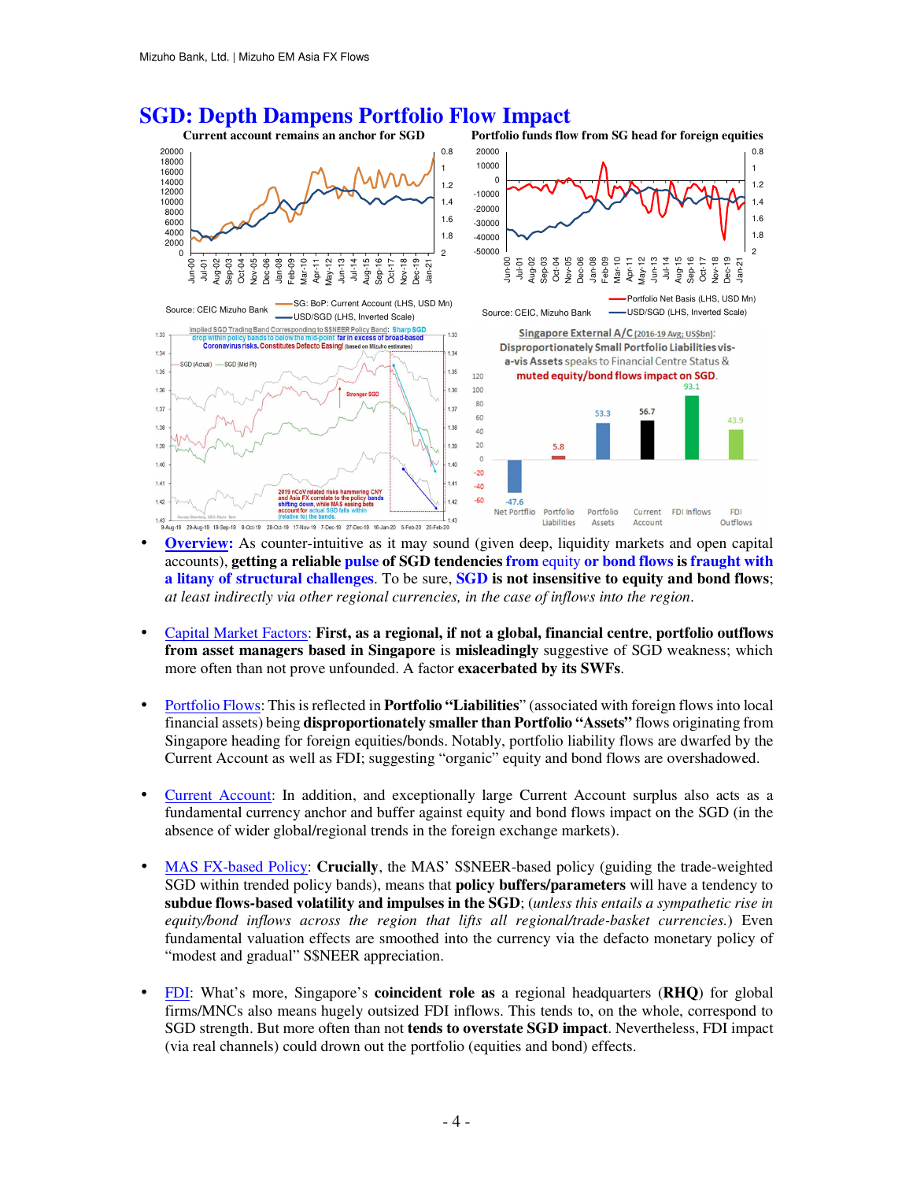# SGD: Depth Dampens Portfolio Flow Impact

**Current account remains an anchor for SGD**

20000
18000
16000
14000
12000
10000
8000
6000
4000
2000
0

0.8
1
1.2
1.4
1.6
1.8
2

Jun-00 Jul-01 Aug-02 Sep-03 Oct-04 Nov-05 Dec-06 Jan-08 Feb-09 Mar-10 Apr-11 May-12 Jun-13 Jul-14 Aug-15 Sep-16 Oct-17 Nov-18 Dec-19 Jan-21

Source: CEIC Mizuho Bank

SG: BoP: Current Account (LHS, USD Mn)
USD/SGD (LHS, Inverted Scale)

**Portfolio funds flow from SG head for foreign equities**

20000
10000
0
-10000
-20000
-30000
-40000
-50000

0.8
1
1.2
1.4
1.6
1.8
2

Jun-00 Jul-01 Aug-02 Sep-03 Oct-04 Nov-05 Dec-06 Jan-08 Feb-09 Mar-10 Apr-11 May-12 Jun-13 Jul-14 Aug-15 Sep-16 Oct-17 Nov-18 Dec-19 Jan-21

Source: CEIC, Mizuho Bank

Portfolio Net Basis (LHS, USD Mn)
USD/SGD (LHS, Inverted Scale)

Implied SGD Trading Band Corresponding to S$NEER Policy Band: Sharp SGD drop within policy bands to below the mid-point far in excess of broad-based Coronavirus risks. Constitutes Defacto Easing! (based on Mizuho estimates)

SGD (Actual) SGD (Mid Pt)

Stronger SGD

2019 nCoV related risks hammering CNY and Asia FX correlate to the policy bands shifting down, while MAS easing bets account for actual SGD falls within (relative to) the bands.

1.33 1.34 1.35 1.36 1.37 1.38 1.39 1.40 1.41 1.42 1.43

9-Aug-19 29-Aug-19 18-Sep-19 8-Oct-19 28-Oct-19 17-Nov-19 7-Dec-19 27-Dec-19 16-Jan-20 5-Feb-20 25-Feb-20

Source: Bloomberg, CEIC, Mizuho Bank

**Singapore External A/C (2016-19 Avg; US$bn): Disproportionately Small Portfolio Liabilities vis-a-vis Assets speaks to Financial Centre Status & muted equity/bond flows impact on SGD.**

120
100
80
60
40
20
0
-20
-40
-60

-47.6 Net Portfolio
5.8 Portfolio Liabilities
53.3 Portfolio Assets
56.7 Current Account
93.1 FDI Inflows
43.9 FDI Outflows

- **Overview:** As counter-intuitive as it may sound (given deep, liquidity markets and open capital accounts), **getting a reliable pulse of SGD tendencies from equity or bond flows is fraught with a litany of structural challenges**. To be sure, **SGD is not insensitive to equity and bond flows**; *at least indirectly via other regional currencies, in the case of inflows into the region*.

- Capital Market Factors: **First, as a regional, if not a global, financial centre**, **portfolio outflows from asset managers based in Singapore** is **misleadingly** suggestive of SGD weakness; which more often than not prove unfounded. A factor **exacerbated by its SWFs**.

- Portfolio Flows: This is reflected in **Portfolio "Liabilities"** (associated with foreign flows into local financial assets) being **disproportionately smaller than Portfolio "Assets"** flows originating from Singapore heading for foreign equities/bonds. Notably, portfolio liability flows are dwarfed by the Current Account as well as FDI; suggesting "organic" equity and bond flows are overshadowed.

- Current Account: In addition, and exceptionally large Current Account surplus also acts as a fundamental currency anchor and buffer against equity and bond flows impact on the SGD (in the absence of wider global/regional trends in the foreign exchange markets).

- MAS FX-based Policy: **Crucially**, the MAS' S$NEER-based policy (guiding the trade-weighted SGD within trended policy bands), means that **policy buffers/parameters** will have a tendency to **subdue flows-based volatility and impulses in the SGD**; (*unless this entails a sympathetic rise in equity/bond inflows across the region that lifts all regional/trade-basket currencies.*) Even fundamental valuation effects are smoothed into the currency via the defacto monetary policy of "modest and gradual" S$NEER appreciation.

- FDI: What's more, Singapore's **coincident role as** a regional headquarters (**RHQ**) for global firms/MNCs also means hugely outsized FDI inflows. This tends to, on the whole, correspond to SGD strength. But more often than not **tends to overstate SGD impact**. Nevertheless, FDI impact (via real channels) could drown out the portfolio (equities and bond) effects.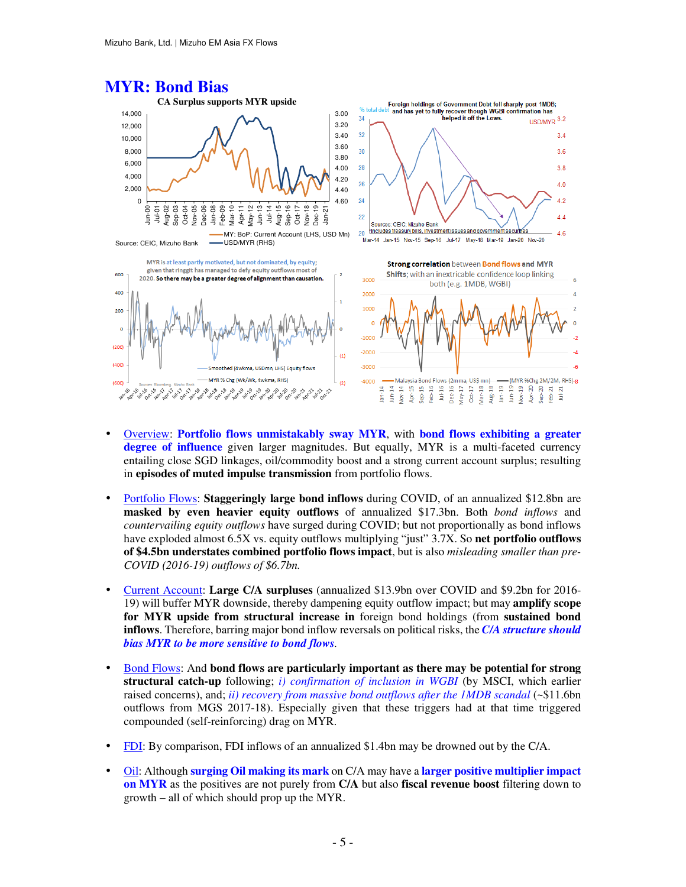# MYR: Bond Bias

CA Surplus supports MYR upside

14,000
12,000
10,000
8,000
6,000
4,000
2,000
0

3.00
3.20
3.40
3.60
3.80
4.00
4.20
4.40
4.60

Jun-00 Jul-01 Aug-02 Sep-03 Oct-04 Nov-05 Dec-06 Jan-08 Feb-09 Mar-10 Apr-11 May-12 Jun-13 Jul-14 Aug-15 Sep-16 Oct-17 Nov-18 Dec-19 Jan-21

MY: BoP: Current Account (LHS, USD Mn)
USD/MYR (RHS)

Source: CEIC, Mizuho Bank

Foreign holdings of Government Debt fell sharply post 1MDB; and has yet to fully recover though WGBI confirmation has helped it off the Lows.

% total debt

USD/MYR

34 32 30 28 26 24 22 20

3.2 3.4 3.6 3.8 4.0 4.2 4.4 4.6

Sources: CEIC; Mizuho Bank
Includes treasury bills, investment issues and government securities

Mar-14 Jan-15 Nov-15 Sep-16 Jul-17 May-18 Mar-19 Jan-20 Nov-20

MYR is at least partly motivated, but not dominated, by equity; given that ringgit has managed to defy equity outflows most of 2020. So there may be a greater degree of alignment than causation.

600 400 200 0 (200) (400) (600)

2 1 0 (1) (2)

Smoothed (4wkma, USDmn, LHS) Equity flows
MYR % Chg (Wk/Wk, 4wkma, RHS)

Sources: Bloomberg, Mizuho Bank

Jan-16 Apr-16 Jul-16 Oct-16 Jan-17 Apr-17 Jul-17 Oct-17 Jan-18 Apr-18 Jul-18 Oct-18 Jan-19 Apr-19 Jul-19 Oct-19 Jan-20 Apr-20 Jul-20 Oct-20 Jan-21 Apr-21 Jul-21 Oct-21

Strong correlation between Bond flows and MYR Shifts; with an inextricable confidence loop linking both (e.g. 1MDB, WGBI)

3000 2000 1000 0 -1000 -2000 -3000 -4000

6 4 2 0 -2 -4 -6 -8

Malaysia Bond Flows (2mma, US$ mn)
(MYR %Chg 2M/2M, RHS)

Jan-14 Jun-14 Nov-14 Apr-15 Sep-15 Feb-16 Jul-16 Dec-16 May-17 Oct-17 Mar-18 Aug-18 Jan-19 Jun-19 Nov-19 Apr-20 Sep-20 Feb-21 Jul-21

- Overview: **Portfolio flows unmistakably sway MYR**, with **bond flows exhibiting a greater degree of influence** given larger magnitudes. But equally, MYR is a multi-faceted currency entailing close SGD linkages, oil/commodity boost and a strong current account surplus; resulting in **episodes of muted impulse transmission** from portfolio flows.

- Portfolio Flows: **Staggeringly large bond inflows** during COVID, of an annualized $12.8bn are **masked by even heavier equity outflows** of annualized $17.3bn. Both *bond inflows* and *countervailing equity outflows* have surged during COVID; but not proportionally as bond inflows have exploded almost 6.5X vs. equity outflows multiplying "just" 3.7X. So **net portfolio outflows of $4.5bn understates combined portfolio flows impact**, but is also *misleading smaller than pre-COVID (2016-19) outflows of $6.7bn.*

- Current Account: **Large C/A surpluses** (annualized $13.9bn over COVID and $9.2bn for 2016-19) will buffer MYR downside, thereby dampening equity outflow impact; but may **amplify scope for MYR upside from structural increase in** foreign bond holdings (from **sustained bond inflows**. Therefore, barring major bond inflow reversals on political risks, the ***C/A structure should bias MYR to be more sensitive to bond flows***.

- Bond Flows: And **bond flows are particularly important as there may be potential for strong structural catch-up** following; *i) confirmation of inclusion in WGBI* (by MSCI, which earlier raised concerns), and; *ii) recovery from massive bond outflows after the 1MDB scandal* (~$11.6bn outflows from MGS 2017-18). Especially given that these triggers had at that time triggered compounded (self-reinforcing) drag on MYR.

- FDI: By comparison, FDI inflows of an annualized $1.4bn may be drowned out by the C/A.

- Oil: Although **surging Oil making its mark** on C/A may have a **larger positive multiplier impact on MYR** as the positives are not purely from **C/A** but also **fiscal revenue boost** filtering down to growth – all of which should prop up the MYR.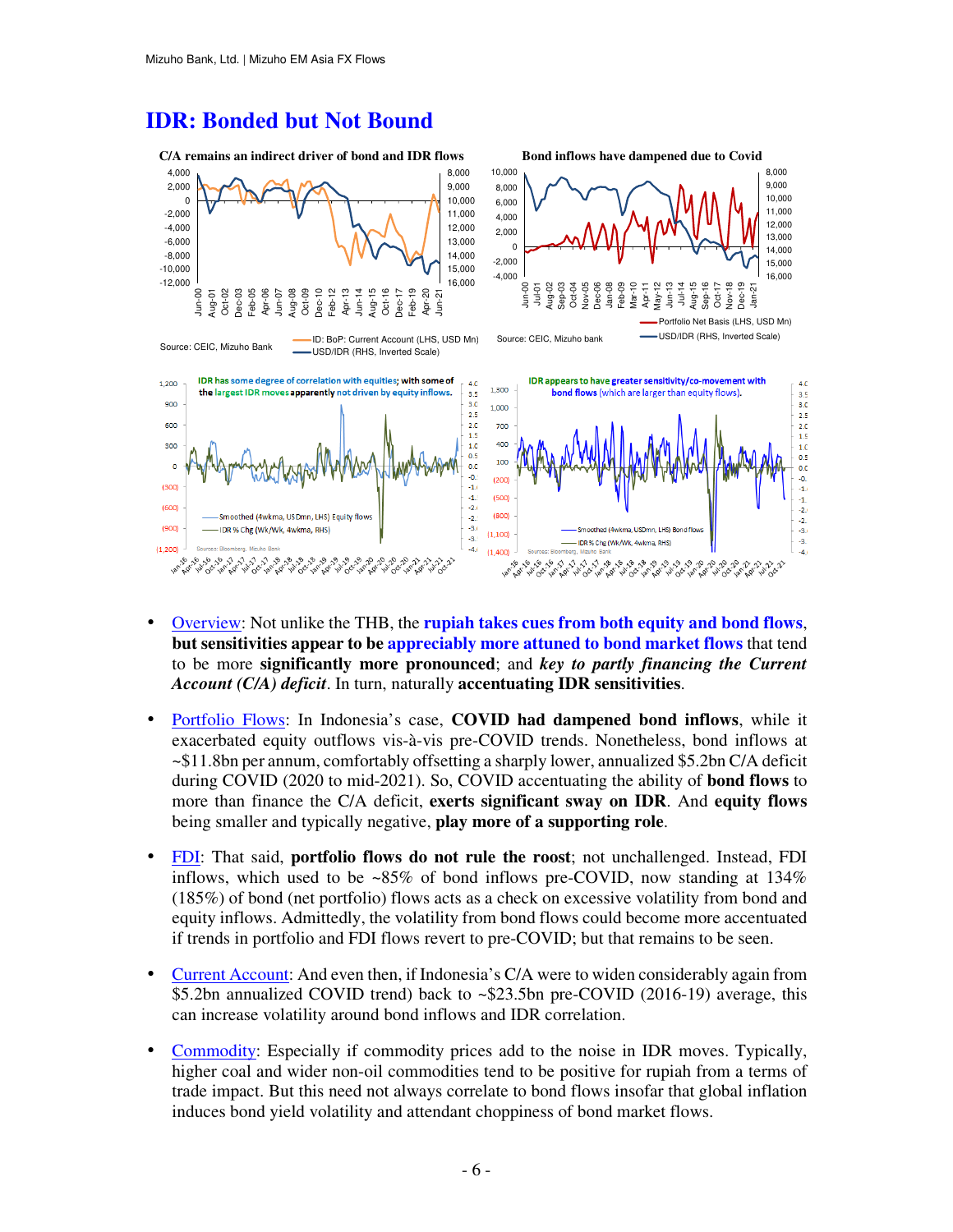# IDR: Bonded but Not Bound

**C/A remains an indirect driver of bond and IDR flows**

4,000
2,000
0
-2,000
-4,000
-6,000
-8,000
-10,000
-12,000

8,000
9,000
10,000
11,000
12,000
13,000
14,000
15,000
16,000

Jun-00 Aug-01 Oct-02 Dec-03 Feb-05 Apr-06 Jun-07 Aug-08 Oct-09 Dec-10 Feb-12 Apr-13 Jun-14 Aug-15 Oct-16 Dec-17 Feb-19 Apr-20 Jun-21

ID: BoP: Current Account (LHS, USD Mn)
USD/IDR (RHS, Inverted Scale)

Source: CEIC, Mizuho Bank

**Bond inflows have dampened due to Covid**

10,000
8,000
6,000
4,000
2,000
0
-2,000
-4,000

8,000
9,000
10,000
11,000
12,000
13,000
14,000
15,000
16,000

Jun-00 Jul-01 Aug-02 Sep-03 Oct-04 Nov-05 Dec-06 Jan-08 Feb-09 Mar-10 Apr-11 May-12 Jun-13 Jul-14 Aug-15 Sep-16 Oct-17 Nov-18 Dec-19 Jan-21

Portfolio Net Basis (LHS, USD Mn)
USD/IDR (RHS, Inverted Scale)

Source: CEIC, Mizuho bank

IDR has some degree of correlation with equities; with some of the largest IDR moves apparently not driven by equity inflows.

1,200
900
600
300
0
(300)
(600)
(900)
(1,200)

Smoothed (4wkma, USDmn, LHS) Equity flows
IDR % Chg (Wk/Wk, 4wkma, RHS)

Sources: Bloomberg, Mizuho Bank

Jan-16 Apr-16 Jul-16 Oct-16 Jan-17 Apr-17 Jul-17 Oct-17 Jan-18 Apr-18 Jul-18 Oct-18 Jan-19 Apr-19 Jul-19 Oct-19 Jan-20 Apr-20 Jul-20 Oct-20 Jan-21 Apr-21 Jul-21 Oct-21

IDR appears to have greater sensitivity/co-movement with bond flows (which are larger than equity flows).

1,300
1,000
700
400
100
(200)
(500)
(800)
(1,100)
(1,400)

Smoothed (4wkma, USDmn, LHS) Bond flows
IDR % Chg (Wk/Wk, 4wkma, RHS)

Sources: Bloomberg, Mizuho Bank

Jan-16 Apr-16 Jul-16 Oct-16 Jan-17 Apr-17 Jul-17 Oct-17 Jan-18 Apr-18 Jul-18 Oct-18 Jan-19 Apr-19 Jul-19 Oct-19 Jan-20 Apr-20 Jul-20 Oct-20 Jan-21 Apr-21 Jul-21 Oct-21

- Overview: Not unlike the THB, the **rupiah takes cues from both equity and bond flows**, **but sensitivities appear to be appreciably more attuned to bond market flows** that tend to be more **significantly more pronounced**; and ***key to partly financing the Current Account (C/A) deficit***. In turn, naturally **accentuating IDR sensitivities**.

- Portfolio Flows: In Indonesia's case, **COVID had dampened bond inflows**, while it exacerbated equity outflows vis-à-vis pre-COVID trends. Nonetheless, bond inflows at ~\$11.8bn per annum, comfortably offsetting a sharply lower, annualized \$5.2bn C/A deficit during COVID (2020 to mid-2021). So, COVID accentuating the ability of **bond flows** to more than finance the C/A deficit, **exerts significant sway on IDR**. And **equity flows** being smaller and typically negative, **play more of a supporting role**.

- FDI: That said, **portfolio flows do not rule the roost**; not unchallenged. Instead, FDI inflows, which used to be ~85% of bond inflows pre-COVID, now standing at 134% (185%) of bond (net portfolio) flows acts as a check on excessive volatility from bond and equity inflows. Admittedly, the volatility from bond flows could become more accentuated if trends in portfolio and FDI flows revert to pre-COVID; but that remains to be seen.

- Current Account: And even then, if Indonesia's C/A were to widen considerably again from \$5.2bn annualized COVID trend) back to ~\$23.5bn pre-COVID (2016-19) average, this can increase volatility around bond inflows and IDR correlation.

- Commodity: Especially if commodity prices add to the noise in IDR moves. Typically, higher coal and wider non-oil commodities tend to be positive for rupiah from a terms of trade impact. But this need not always correlate to bond flows insofar that global inflation induces bond yield volatility and attendant choppiness of bond market flows.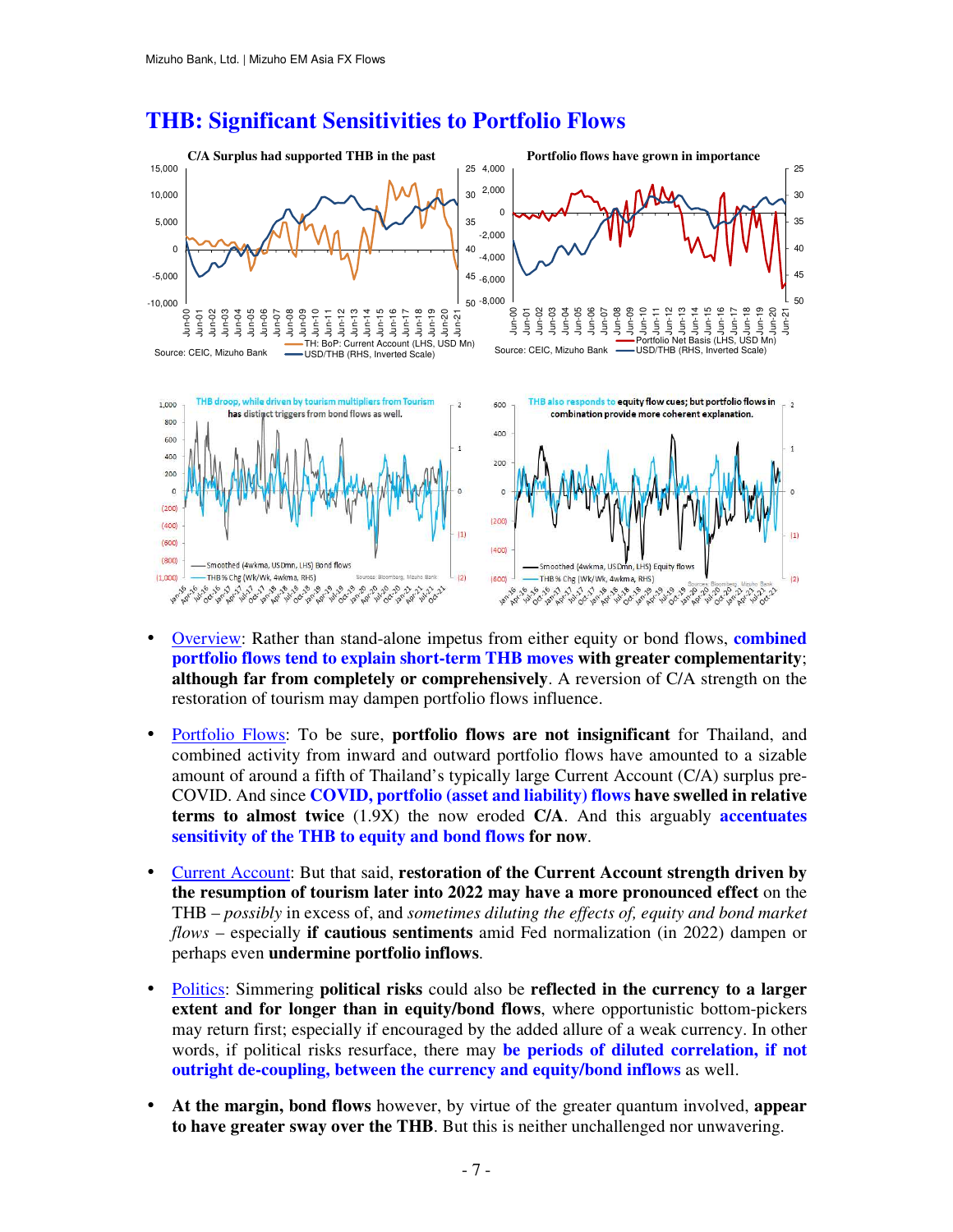# THB: Significant Sensitivities to Portfolio Flows

**C/A Surplus had supported THB in the past**

15,000
10,000
5,000
0
-5,000
-10,000

25
30
35
40
45
50

Jun-00 Jun-01 Jun-02 Jun-03 Jun-04 Jun-05 Jun-06 Jun-07 Jun-08 Jun-09 Jun-10 Jun-11 Jun-12 Jun-13 Jun-14 Jun-15 Jun-16 Jun-17 Jun-18 Jun-19 Jun-20 Jun-21

TH: BoP: Current Account (LHS, USD Mn)
USD/THB (RHS, Inverted Scale)

Source: CEIC, Mizuho Bank

**Portfolio flows have grown in importance**

4,000
2,000
0
-2,000
-4,000
-6,000
-8,000

25
30
35
40
45
50

Jun-00 Jun-01 Jun-02 Jun-03 Jun-04 Jun-05 Jun-06 Jun-07 Jun-08 Jun-09 Jun-10 Jun-11 Jun-12 Jun-13 Jun-14 Jun-15 Jun-16 Jun-17 Jun-18 Jun-19 Jun-20 Jun-21

Portfolio Net Basis (LHS, USD Mn)
USD/THB (RHS, Inverted Scale)

Source: CEIC, Mizuho Bank

THB droop, while driven by tourism multipliers from Tourism has distinct triggers from bond flows as well.

1,000
800
600
400
200
0
(200)
(400)
(600)
(800)
(1,000)

2
1
0
(1)
(2)

Jan-16 Apr-16 Jul-16 Oct-16 Jan-17 Apr-17 Jul-17 Oct-17 Jan-18 Apr-18 Jul-18 Oct-18 Jan-19 Apr-19 Jul-19 Oct-19 Jan-20 Apr-20 Jul-20 Oct-20 Jan-21 Apr-21 Jul-21 Oct-21

Smoothed (4wkma, USDmn, LHS) Bond flows
THB % Chg (Wk/Wk, 4wkma, RHS)

Sources: Bloomberg, Mizuho Bank

THB also responds to equity flow cues; but portfolio flows in combination provide more coherent explanation.

600
400
200
0
(200)
(400)
(600)

2
1
0
(1)
(2)

Jan-16 Apr-16 Jul-16 Oct-16 Jan-17 Apr-17 Jul-17 Oct-17 Jan-18 Apr-18 Jul-18 Oct-18 Jan-19 Apr-19 Jul-19 Oct-19 Jan-20 Apr-20 Jul-20 Oct-20 Jan-21 Apr-21 Jul-21 Oct-21

Smoothed (4wkma, USDmn, LHS) Equity flows
THB % Chg (Wk/Wk, 4wkma, RHS)

Sources: Bloomberg, Mizuho Bank

- Overview: Rather than stand-alone impetus from either equity or bond flows, **combined portfolio flows tend to explain short-term THB moves with greater complementarity**; **although far from completely or comprehensively**. A reversion of C/A strength on the restoration of tourism may dampen portfolio flows influence.

- Portfolio Flows: To be sure, **portfolio flows are not insignificant** for Thailand, and combined activity from inward and outward portfolio flows have amounted to a sizable amount of around a fifth of Thailand's typically large Current Account (C/A) surplus pre-COVID. And since **COVID, portfolio (asset and liability) flows have swelled in relative terms to almost twice** (1.9X) the now eroded **C/A**. And this arguably **accentuates sensitivity of the THB to equity and bond flows for now**.

- Current Account: But that said, **restoration of the Current Account strength driven by the resumption of tourism later into 2022 may have a more pronounced effect** on the THB – *possibly* in excess of, and *sometimes diluting the effects of, equity and bond market flows* – especially **if cautious sentiments** amid Fed normalization (in 2022) dampen or perhaps even **undermine portfolio inflows**.

- Politics: Simmering **political risks** could also be **reflected in the currency to a larger extent and for longer than in equity/bond flows**, where opportunistic bottom-pickers may return first; especially if encouraged by the added allure of a weak currency. In other words, if political risks resurface, there may **be periods of diluted correlation, if not outright de-coupling, between the currency and equity/bond inflows** as well.

- **At the margin, bond flows** however, by virtue of the greater quantum involved, **appear to have greater sway over the THB**. But this is neither unchallenged nor unwavering.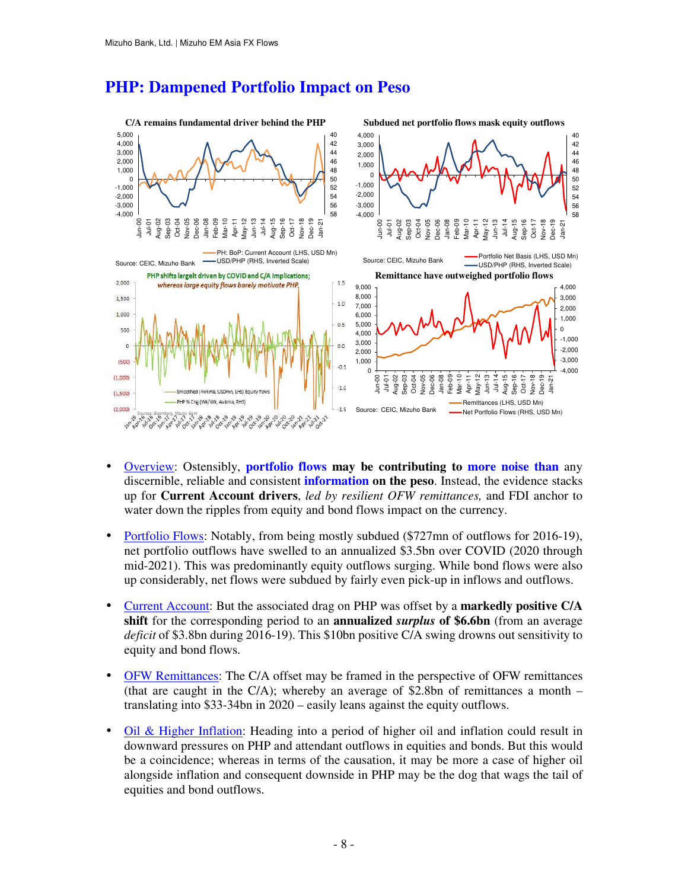# PHP: Dampened Portfolio Impact on Peso

**C/A remains fundamental driver behind the PHP**

5,000
4,000
3,000
2,000
1,000
0
-1,000
-2,000
-3,000
-4,000

40
42
44
46
48
50
52
54
56
58

Jun-00, Jul-01, Aug-02, Sep-03, Oct-04, Nov-05, Dec-06, Jan-08, Feb-09, Mar-10, Apr-11, May-12, Jun-13, Jul-14, Aug-15, Sep-16, Oct-17, Nov-18, Dec-19, Jan-21

Source: CEIC, Mizuho Bank

PH: BoP: Current Account (LHS, USD Mn)
USD/PHP (RHS, Inverted Scale)

**Subdued net portfolio flows mask equity outflows**

4,000
3,000
2,000
1,000
0
-1,000
-2,000
-3,000
-4,000

40
42
44
46
48
50
52
54
56
58

Jun-00, Jul-01, Aug-02, Sep-03, Oct-04, Nov-05, Dec-06, Jan-08, Feb-09, Mar-10, Apr-11, May-12, Jun-13, Jul-14, Aug-15, Sep-16, Oct-17, Nov-18, Dec-19, Jan-21

Source: CEIC, Mizuho Bank

Portfolio Net Basis (LHS, USD Mn)
USD/PHP (RHS, Inverted Scale)

**PHP shifts largely driven by COVID and C/A implications;**
*whereas large equity flows barely motivate PHP*

2,000
1,500
1,000
500
0
(500)
(1,000)
(1,500)
(2,000)

1.5
1.0
0.5
0.0
-0.5
-1.0
-1.5

Jan-16, Apr-16, Jul-16, Oct-16, Jan-17, Apr-17, Jul-17, Oct-17, Jan-18, Apr-18, Jul-18, Oct-18, Jan-19, Apr-19, Jul-19, Oct-19, Jan-20, Apr-20, Jul-20, Oct-20, Jan-21, Apr-21, Jul-21, Oct-21

Smoothed (4wkma, USDmn, LHS) Equity flows
PHP % Chg (Wk/Wk, 4wkma, RHS)

Sources: Bloomberg, Mizuho Bank

**Remittance have outweighed portfolio flows**

9,000
8,000
7,000
6,000
5,000
4,000
3,000
2,000
1,000
0

4,000
3,000
2,000
1,000
0
-1,000
-2,000
-3,000
-4,000

Jun-00, Jul-01, Aug-02, Sep-03, Oct-04, Nov-05, Dec-06, Jan-08, Feb-09, Mar-10, Apr-11, May-12, Jun-13, Jul-14, Aug-15, Sep-16, Oct-17, Nov-18, Dec-19, Jan-21

Source: CEIC, Mizuho Bank

Remittances (LHS, USD Mn)
Net Portfolio Flows (RHS, USD Mn)

- Overview: Ostensibly, **portfolio flows may be contributing to more noise than** any discernible, reliable and consistent **information on the peso**. Instead, the evidence stacks up for **Current Account drivers**, *led by resilient OFW remittances,* and FDI anchor to water down the ripples from equity and bond flows impact on the currency.

- Portfolio Flows: Notably, from being mostly subdued ($727mn of outflows for 2016-19), net portfolio outflows have swelled to an annualized $3.5bn over COVID (2020 through mid-2021). This was predominantly equity outflows surging. While bond flows were also up considerably, net flows were subdued by fairly even pick-up in inflows and outflows.

- Current Account: But the associated drag on PHP was offset by a **markedly positive C/A shift** for the corresponding period to an **annualized *surplus* of $6.6bn** (from an average *deficit* of $3.8bn during 2016-19). This $10bn positive C/A swing drowns out sensitivity to equity and bond flows.

- OFW Remittances: The C/A offset may be framed in the perspective of OFW remittances (that are caught in the C/A); whereby an average of $2.8bn of remittances a month – translating into $33-34bn in 2020 – easily leans against the equity outflows.

- Oil & Higher Inflation: Heading into a period of higher oil and inflation could result in downward pressures on PHP and attendant outflows in equities and bonds. But this would be a coincidence; whereas in terms of the causation, it may be more a case of higher oil alongside inflation and consequent downside in PHP may be the dog that wags the tail of equities and bond outflows.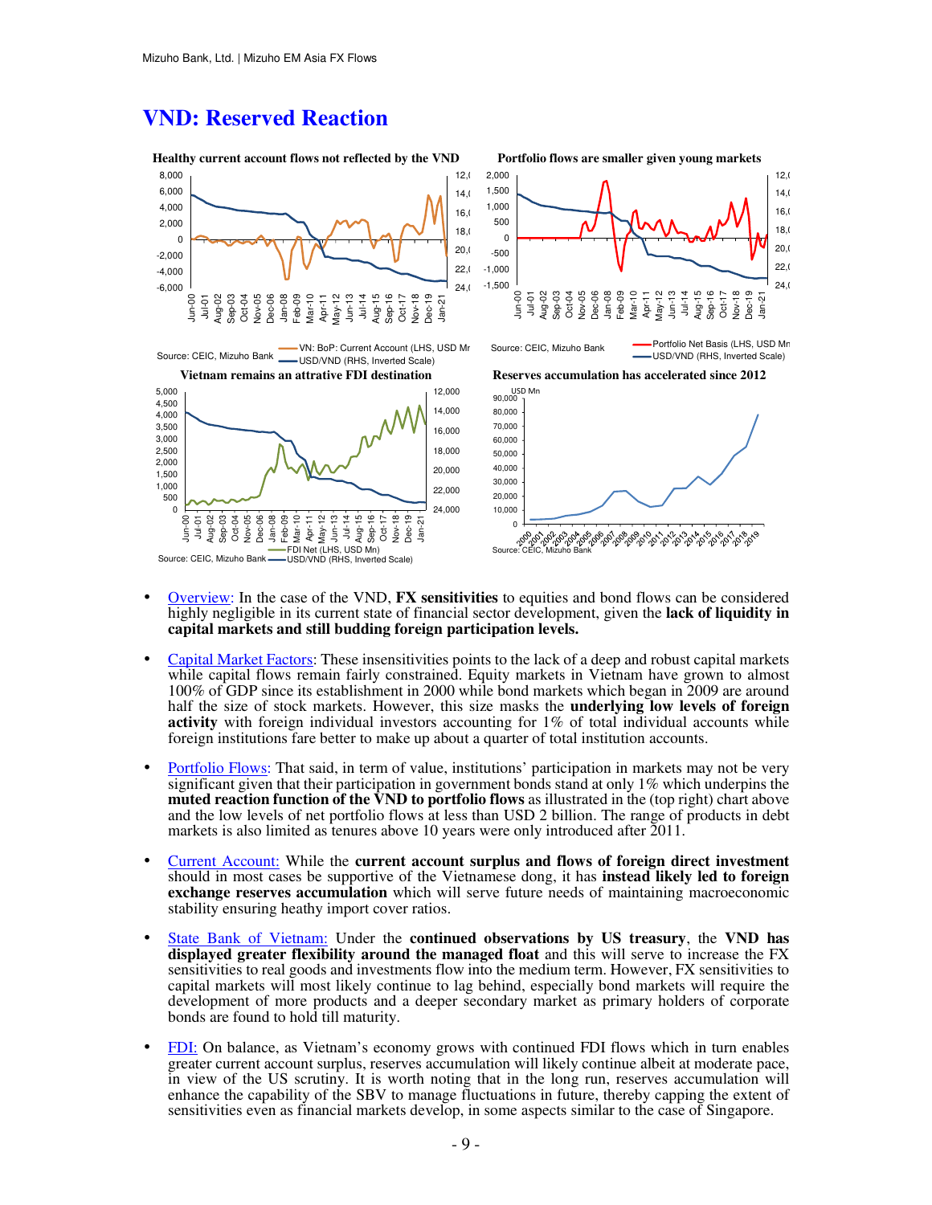# VND: Reserved Reaction

**Healthy current account flows not reflected by the VND**

8,000
6,000
4,000
2,000
0
-2,000
-4,000
-6,000

12,(
14,(
16,(
18,(
20,(
22,(
24,(

Jun-00 Jul-01 Aug-02 Sep-03 Oct-04 Nov-05 Dec-06 Jan-08 Feb-09 Mar-10 Apr-11 May-12 Jun-13 Jul-14 Aug-15 Sep-16 Oct-17 Nov-18 Dec-19 Jan-21

Source: CEIC, Mizuho Bank

VN: BoP: Current Account (LHS, USD Mr
USD/VND (RHS, Inverted Scale)

**Portfolio flows are smaller given young markets**

2,000
1,500
1,000
500
0
-500
-1,000
-1,500

12,(
14,(
16,(
18,(
20,(
22,(
24,(

Jun-00 Jul-01 Aug-02 Sep-03 Oct-04 Nov-05 Dec-06 Jan-08 Feb-09 Mar-10 Apr-11 May-12 Jun-13 Jul-14 Aug-15 Sep-16 Oct-17 Nov-18 Dec-19 Jan-21

Source: CEIC, Mizuho Bank

Portfolio Net Basis (LHS, USD Mn
USD/VND (RHS, Inverted Scale)

**Vietnam remains an attrative FDI destination**

5,000
4,500
4,000
3,500
3,000
2,500
2,000
1,500
1,000
500
0

12,000
14,000
16,000
18,000
20,000
22,000
24,000

Jun-00 Jul-01 Aug-02 Sep-03 Oct-04 Nov-05 Dec-06 Jan-08 Feb-09 Mar-10 Apr-11 May-12 Jun-13 Jul-14 Aug-15 Sep-16 Oct-17 Nov-18 Dec-19 Jan-21

Source: CEIC, Mizuho Bank

FDI Net (LHS, USD Mn)
USD/VND (RHS, Inverted Scale)

**Reserves accumulation has accelerated since 2012**

USD Mn
90,000
80,000
70,000
60,000
50,000
40,000
30,000
20,000
10,000
0

2000 2001 2002 2003 2004 2005 2006 2007 2008 2009 2010 2011 2012 2013 2014 2015 2016 2017 2018 2019

Source: CEIC, Mizuho Bank

- Overview: In the case of the VND, **FX sensitivities** to equities and bond flows can be considered highly negligible in its current state of financial sector development, given the **lack of liquidity in capital markets and still budding foreign participation levels.**

- Capital Market Factors: These insensitivities points to the lack of a deep and robust capital markets while capital flows remain fairly constrained. Equity markets in Vietnam have grown to almost 100% of GDP since its establishment in 2000 while bond markets which began in 2009 are around half the size of stock markets. However, this size masks the **underlying low levels of foreign activity** with foreign individual investors accounting for 1% of total individual accounts while foreign institutions fare better to make up about a quarter of total institution accounts.

- Portfolio Flows: That said, in term of value, institutions' participation in markets may not be very significant given that their participation in government bonds stand at only 1% which underpins the **muted reaction function of the VND to portfolio flows** as illustrated in the (top right) chart above and the low levels of net portfolio flows at less than USD 2 billion. The range of products in debt markets is also limited as tenures above 10 years were only introduced after 2011.

- Current Account: While the **current account surplus and flows of foreign direct investment** should in most cases be supportive of the Vietnamese dong, it has **instead likely led to foreign exchange reserves accumulation** which will serve future needs of maintaining macroeconomic stability ensuring heathy import cover ratios.

- State Bank of Vietnam: Under the **continued observations by US treasury**, the **VND has displayed greater flexibility around the managed float** and this will serve to increase the FX sensitivities to real goods and investments flow into the medium term. However, FX sensitivities to capital markets will most likely continue to lag behind, especially bond markets will require the development of more products and a deeper secondary market as primary holders of corporate bonds are found to hold till maturity.

- FDI: On balance, as Vietnam's economy grows with continued FDI flows which in turn enables greater current account surplus, reserves accumulation will likely continue albeit at moderate pace, in view of the US scrutiny. It is worth noting that in the long run, reserves accumulation will enhance the capability of the SBV to manage fluctuations in future, thereby capping the extent of sensitivities even as financial markets develop, in some aspects similar to the case of Singapore.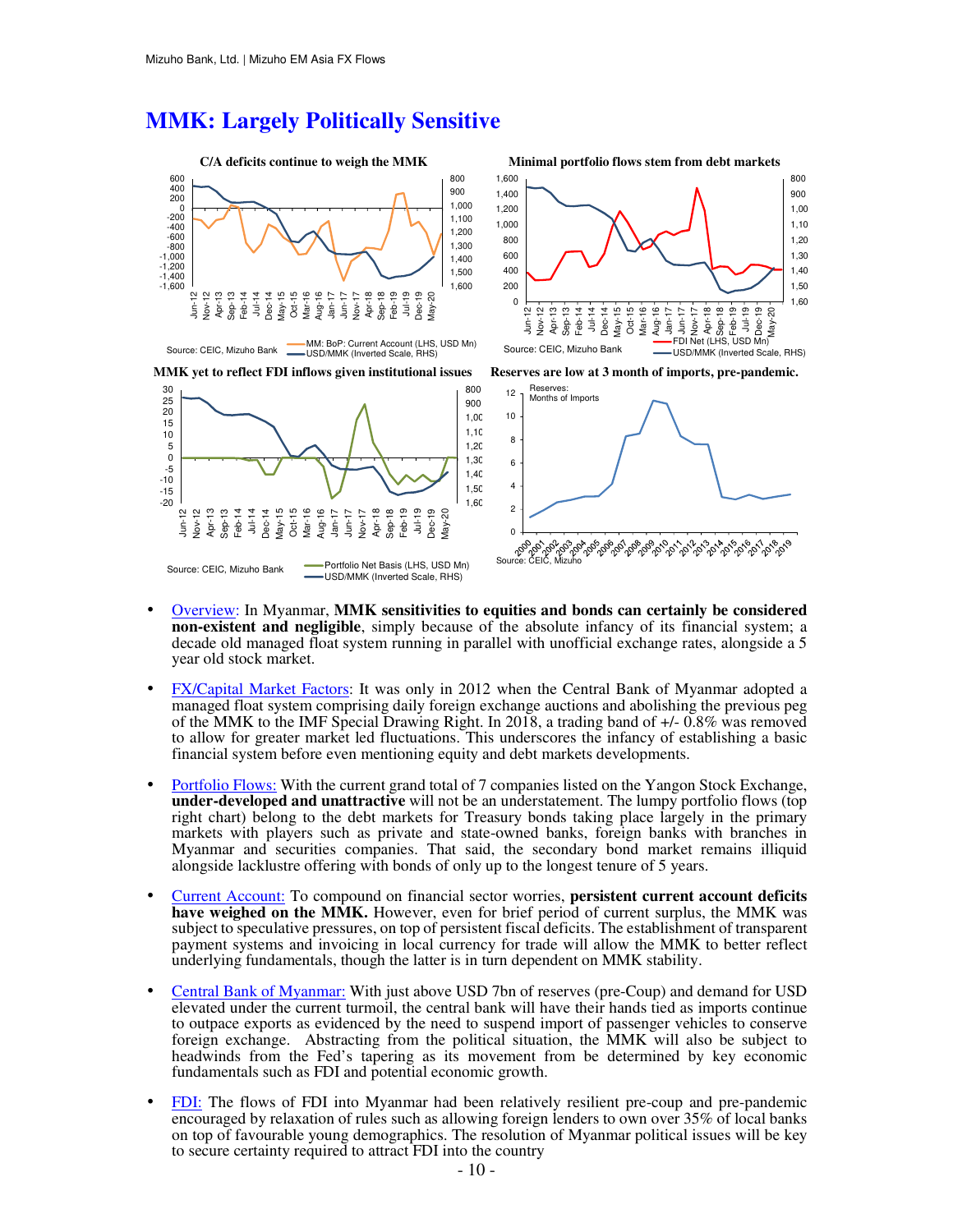# MMK: Largely Politically Sensitive

**C/A deficits continue to weigh the MMK**

600
400
200
0
-200
-400
-600
-800
-1,000
-1,200
-1,400
-1,600

800
900
1,000
1,100
1,200
1,300
1,400
1,500
1,600

Jun-12, Nov-12, Apr-13, Sep-13, Feb-14, Jul-14, Dec-14, May-15, Oct-15, Mar-16, Aug-16, Jan-17, Jun-17, Nov-17, Apr-18, Sep-18, Feb-19, Jul-19, Dec-19, May-20

Source: CEIC, Mizuho Bank

MM: BoP: Current Account (LHS, USD Mn)
USD/MMK (Inverted Scale, RHS)

**Minimal portfolio flows stem from debt markets**

1,600
1,400
1,200
1,000
800
600
400
200
0

800
900
1,00
1,10
1,20
1,30
1,40
1,50
1,60

Jun-12, Nov-12, Apr-13, Sep-13, Feb-14, Jul-14, Dec-14, May-15, Oct-15, Mar-16, Aug-16, Jan-17, Jun-17, Nov-17, Apr-18, Sep-18, Feb-19, Jul-19, Dec-19, May-20

Source: CEIC, Mizuho Bank

FDI Net (LHS, USD Mn)
USD/MMK (Inverted Scale, RHS)

**MMK yet to reflect FDI inflows given institutional issues**

30
25
20
15
10
5
0
-5
-10
-15
-20

800
900
1,00
1,10
1,20
1,30
1,40
1,50
1,60

Jun-12, Nov-12, Apr-13, Sep-13, Feb-14, Jul-14, Dec-14, May-15, Oct-15, Mar-16, Aug-16, Jan-17, Jun-17, Nov-17, Apr-18, Sep-18, Feb-19, Jul-19, Dec-19, May-20

Source: CEIC, Mizuho Bank

Portfolio Net Basis (LHS, USD Mn)
USD/MMK (Inverted Scale, RHS)

**Reserves are low at 3 month of imports, pre-pandemic.**

Reserves: Months of Imports

12
10
8
6
4
2
0

2000, 2001, 2002, 2003, 2004, 2005, 2006, 2007, 2008, 2009, 2010, 2011, 2012, 2013, 2014, 2015, 2016, 2017, 2018, 2019

Source: CEIC, Mizuho

- Overview: In Myanmar, **MMK sensitivities to equities and bonds can certainly be considered non-existent and negligible**, simply because of the absolute infancy of its financial system; a decade old managed float system running in parallel with unofficial exchange rates, alongside a 5 year old stock market.

- FX/Capital Market Factors: It was only in 2012 when the Central Bank of Myanmar adopted a managed float system comprising daily foreign exchange auctions and abolishing the previous peg of the MMK to the IMF Special Drawing Right. In 2018, a trading band of +/- 0.8% was removed to allow for greater market led fluctuations. This underscores the infancy of establishing a basic financial system before even mentioning equity and debt markets developments.

- Portfolio Flows: With the current grand total of 7 companies listed on the Yangon Stock Exchange, **under-developed and unattractive** will not be an understatement. The lumpy portfolio flows (top right chart) belong to the debt markets for Treasury bonds taking place largely in the primary markets with players such as private and state-owned banks, foreign banks with branches in Myanmar and securities companies. That said, the secondary bond market remains illiquid alongside lacklustre offering with bonds of only up to the longest tenure of 5 years.

- Current Account: To compound on financial sector worries, **persistent current account deficits have weighed on the MMK.** However, even for brief period of current surplus, the MMK was subject to speculative pressures, on top of persistent fiscal deficits. The establishment of transparent payment systems and invoicing in local currency for trade will allow the MMK to better reflect underlying fundamentals, though the latter is in turn dependent on MMK stability.

- Central Bank of Myanmar: With just above USD 7bn of reserves (pre-Coup) and demand for USD elevated under the current turmoil, the central bank will have their hands tied as imports continue to outpace exports as evidenced by the need to suspend import of passenger vehicles to conserve foreign exchange. Abstracting from the political situation, the MMK will also be subject to headwinds from the Fed's tapering as its movement from be determined by key economic fundamentals such as FDI and potential economic growth.

- FDI: The flows of FDI into Myanmar had been relatively resilient pre-coup and pre-pandemic encouraged by relaxation of rules such as allowing foreign lenders to own over 35% of local banks on top of favourable young demographics. The resolution of Myanmar political issues will be key to secure certainty required to attract FDI into the country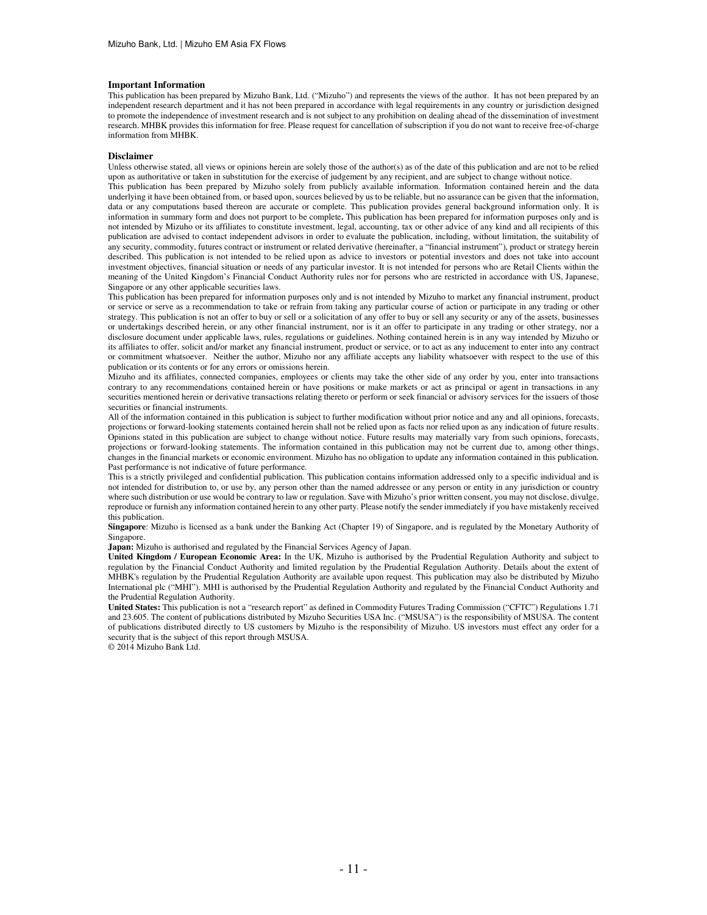## Important Information

This publication has been prepared by Mizuho Bank, Ltd. ("Mizuho") and represents the views of the author. It has not been prepared by an independent research department and it has not been prepared in accordance with legal requirements in any country or jurisdiction designed to promote the independence of investment research and is not subject to any prohibition on dealing ahead of the dissemination of investment research. MHBK provides this information for free. Please request for cancellation of subscription if you do not want to receive free-of-charge information from MHBK.

## Disclaimer

Unless otherwise stated, all views or opinions herein are solely those of the author(s) as of the date of this publication and are not to be relied upon as authoritative or taken in substitution for the exercise of judgement by any recipient, and are subject to change without notice.

This publication has been prepared by Mizuho solely from publicly available information. Information contained herein and the data underlying it have been obtained from, or based upon, sources believed by us to be reliable, but no assurance can be given that the information, data or any computations based thereon are accurate or complete. This publication provides general background information only. It is information in summary form and does not purport to be complete**.** This publication has been prepared for information purposes only and is not intended by Mizuho or its affiliates to constitute investment, legal, accounting, tax or other advice of any kind and all recipients of this publication are advised to contact independent advisors in order to evaluate the publication, including, without limitation, the suitability of any security, commodity, futures contract or instrument or related derivative (hereinafter, a "financial instrument"), product or strategy herein described. This publication is not intended to be relied upon as advice to investors or potential investors and does not take into account investment objectives, financial situation or needs of any particular investor. It is not intended for persons who are Retail Clients within the meaning of the United Kingdom's Financial Conduct Authority rules nor for persons who are restricted in accordance with US, Japanese, Singapore or any other applicable securities laws.

This publication has been prepared for information purposes only and is not intended by Mizuho to market any financial instrument, product or service or serve as a recommendation to take or refrain from taking any particular course of action or participate in any trading or other strategy. This publication is not an offer to buy or sell or a solicitation of any offer to buy or sell any security or any of the assets, businesses or undertakings described herein, or any other financial instrument, nor is it an offer to participate in any trading or other strategy, nor a disclosure document under applicable laws, rules, regulations or guidelines. Nothing contained herein is in any way intended by Mizuho or its affiliates to offer, solicit and/or market any financial instrument, product or service, or to act as any inducement to enter into any contract or commitment whatsoever. Neither the author, Mizuho nor any affiliate accepts any liability whatsoever with respect to the use of this publication or its contents or for any errors or omissions herein.

Mizuho and its affiliates, connected companies, employees or clients may take the other side of any order by you, enter into transactions contrary to any recommendations contained herein or have positions or make markets or act as principal or agent in transactions in any securities mentioned herein or derivative transactions relating thereto or perform or seek financial or advisory services for the issuers of those securities or financial instruments.

All of the information contained in this publication is subject to further modification without prior notice and any and all opinions, forecasts, projections or forward-looking statements contained herein shall not be relied upon as facts nor relied upon as any indication of future results. Opinions stated in this publication are subject to change without notice. Future results may materially vary from such opinions, forecasts, projections or forward-looking statements. The information contained in this publication may not be current due to, among other things, changes in the financial markets or economic environment. Mizuho has no obligation to update any information contained in this publication. Past performance is not indicative of future performance.

This is a strictly privileged and confidential publication. This publication contains information addressed only to a specific individual and is not intended for distribution to, or use by, any person other than the named addressee or any person or entity in any jurisdiction or country where such distribution or use would be contrary to law or regulation. Save with Mizuho's prior written consent, you may not disclose, divulge, reproduce or furnish any information contained herein to any other party. Please notify the sender immediately if you have mistakenly received this publication.

**Singapore**: Mizuho is licensed as a bank under the Banking Act (Chapter 19) of Singapore, and is regulated by the Monetary Authority of Singapore.

**Japan:** Mizuho is authorised and regulated by the Financial Services Agency of Japan.

**United Kingdom / European Economic Area:** In the UK, Mizuho is authorised by the Prudential Regulation Authority and subject to regulation by the Financial Conduct Authority and limited regulation by the Prudential Regulation Authority. Details about the extent of MHBK's regulation by the Prudential Regulation Authority are available upon request. This publication may also be distributed by Mizuho International plc ("MHI"). MHI is authorised by the Prudential Regulation Authority and regulated by the Financial Conduct Authority and the Prudential Regulation Authority.

**United States:** This publication is not a "research report" as defined in Commodity Futures Trading Commission ("CFTC") Regulations 1.71 and 23.605. The content of publications distributed by Mizuho Securities USA Inc. ("MSUSA") is the responsibility of MSUSA. The content of publications distributed directly to US customers by Mizuho is the responsibility of Mizuho. US investors must effect any order for a security that is the subject of this report through MSUSA.

© 2014 Mizuho Bank Ltd.